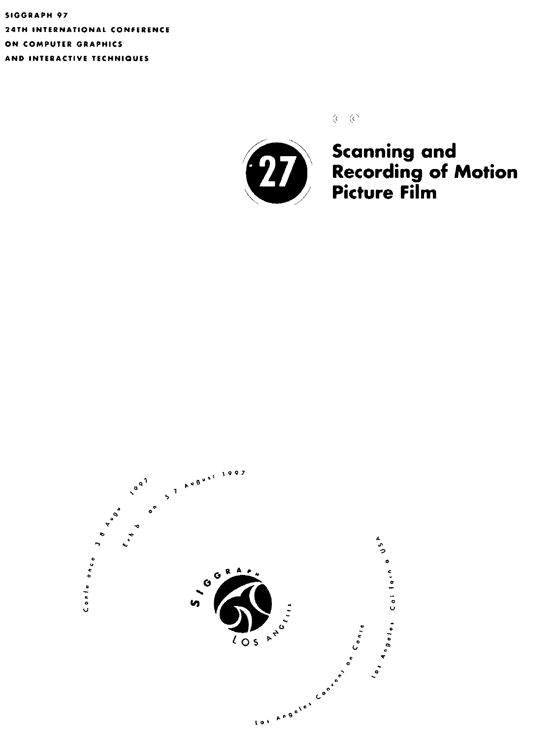SIGGRAPH 97
24TH INTERNATIONAL CONFERENCE
ON COMPUTER GRAPHICS
AND INTERACTIVE TECHNIQUES

# 27 Scanning and Recording of Motion Picture Film

Conference 3 8 August 1997
Exhibition 5 7 August 1997

SIGGRAPH LOS ANGELES

Los Angeles Convention Center
Los Angeles, California USA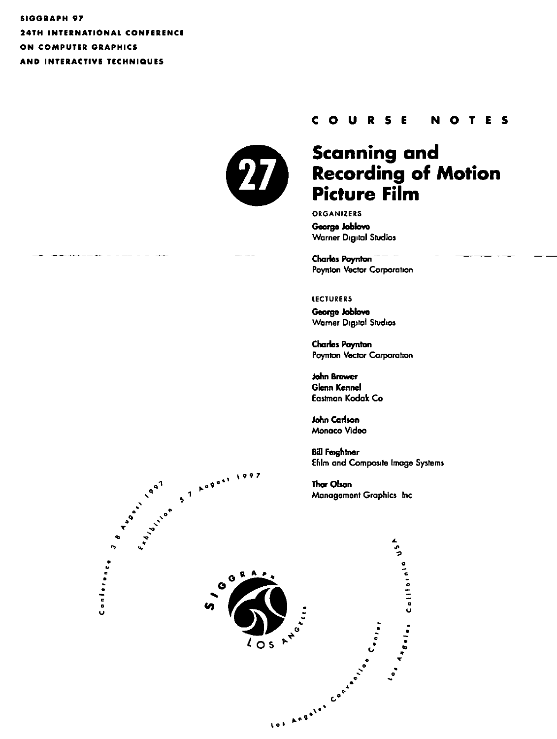SIGGRAPH 97
24TH INTERNATIONAL CONFERENCE
ON COMPUTER GRAPHICS
AND INTERACTIVE TECHNIQUES

COURSE NOTES

27

# Scanning and Recording of Motion Picture Film

ORGANIZERS

**George Joblove**
Warner Digital Studios

**Charles Poynton**
Poynton Vector Corporation

LECTURERS

**George Joblove**
Warner Digital Studios

**Charles Poynton**
Poynton Vector Corporation

**John Brewer**
**Glenn Kennel**
Eastman Kodak Co

**John Carlson**
Monaco Video

**Bill Feightner**
Efilm and Composite Image Systems

**Thor Olson**
Management Graphics Inc

Conference 3 8 August 1997
Exhibition 5 7 August 1997

SIGGRAPH LOS ANGELES

Los Angeles Convention Center
Los Angeles California USA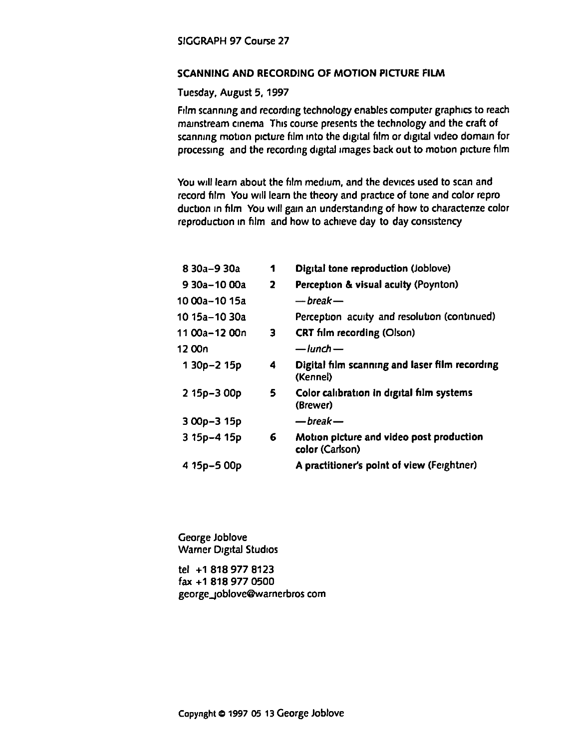SIGGRAPH 97 Course 27

## SCANNING AND RECORDING OF MOTION PICTURE FILM

Tuesday, August 5, 1997

Film scanning and recording technology enables computer graphics to reach mainstream cinema This course presents the technology and the craft of scanning motion picture film into the digital film or digital video domain for processing and the recording digital images back out to motion picture film

You will learn about the film medium, and the devices used to scan and record film You will learn the theory and practice of tone and color repro duction in film You will gain an understanding of how to characterize color reproduction in film and how to achieve day to day consistency

| | | |
|---|---|---|
| 8 30a–9 30a | 1 | **Digital tone reproduction** (Joblove) |
| 9 30a–10 00a | 2 | **Perception & visual acuity** (Poynton) |
| 10 00a–10 15a | | — *break* — |
| 10 15a–10 30a | | Perception acuity and resolution (continued) |
| 11 00a–12 00n | 3 | **CRT film recording** (Olson) |
| 12 00n | | — *lunch* — |
| 1 30p–2 15p | 4 | **Digital film scanning and laser film recording** (Kennel) |
| 2 15p–3 00p | 5 | **Color calibration in digital film systems** (Brewer) |
| 3 00p–3 15p | | — *break* — |
| 3 15p–4 15p | 6 | **Motion picture and video post production color** (Carlson) |
| 4 15p–5 00p | | **A practitioner's point of view** (Feightner) |

George Joblove
Warner Digital Studios

tel +1 818 977 8123
fax +1 818 977 0500
george_joblove@warnerbros com

Copyright © 1997 05 13 George Joblove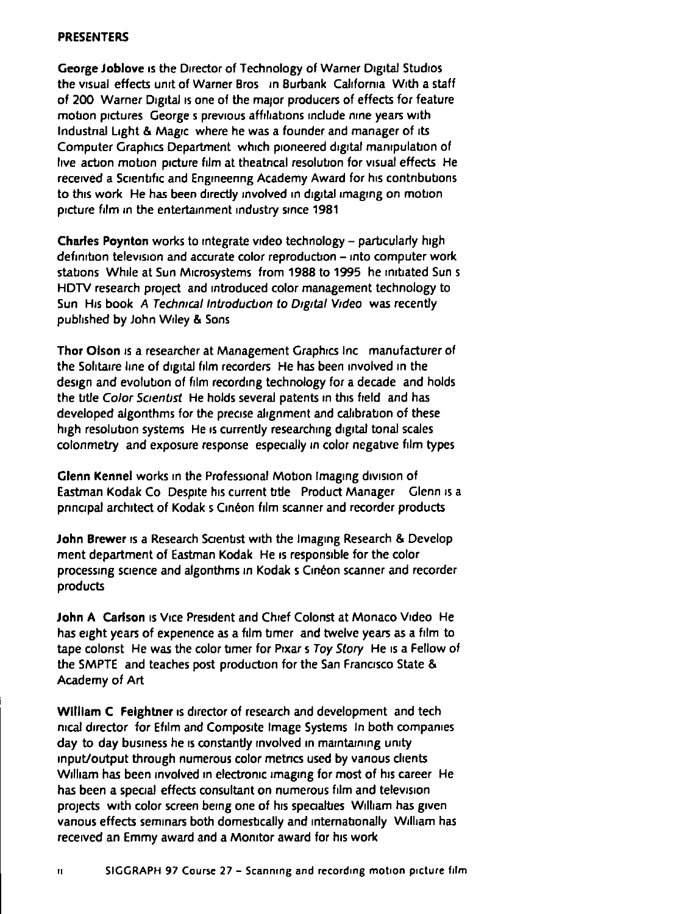## PRESENTERS

**George Joblove** is the Director of Technology of Warner Digital Studios the visual effects unit of Warner Bros in Burbank California With a staff of 200 Warner Digital is one of the major producers of effects for feature motion pictures George s previous affiliations include nine years with Industrial Light & Magic where he was a founder and manager of its Computer Graphics Department which pioneered digital manipulation of live action motion picture film at theatrical resolution for visual effects He received a Scientific and Engineering Academy Award for his contributions to this work He has been directly involved in digital imaging on motion picture film in the entertainment industry since 1981

**Charles Poynton** works to integrate video technology – particularly high definition television and accurate color reproduction – into computer work stations While at Sun Microsystems from 1988 to 1995 he initiated Sun s HDTV research project and introduced color management technology to Sun His book *A Technical Introduction to Digital Video* was recently published by John Wiley & Sons

**Thor Olson** is a researcher at Management Graphics Inc manufacturer of the Solitaire line of digital film recorders He has been involved in the design and evolution of film recording technology for a decade and holds the title *Color Scientist* He holds several patents in this field and has developed algorithms for the precise alignment and calibration of these high resolution systems He is currently researching digital tonal scales colorimetry and exposure response especially in color negative film types

**Glenn Kennel** works in the Professional Motion Imaging division of Eastman Kodak Co Despite his current title Product Manager Glenn is a principal architect of Kodak s Cinéon film scanner and recorder products

**John Brewer** is a Research Scientist with the Imaging Research & Develop ment department of Eastman Kodak He is responsible for the color processing science and algorithms in Kodak s Cinéon scanner and recorder products

**John A Carlson** is Vice President and Chief Colorist at Monaco Video He has eight years of experience as a film timer and twelve years as a film to tape colorist He was the color timer for Pixar s *Toy Story* He is a Fellow of the SMPTE and teaches post production for the San Francisco State & Academy of Art

**William C Feightner** is director of research and development and tech nical director for Efilm and Composite Image Systems In both companies day to day business he is constantly involved in maintaining unity input/output through numerous color metrics used by various clients William has been involved in electronic imaging for most of his career He has been a special effects consultant on numerous film and television projects with color screen being one of his specialties William has given various effects seminars both domestically and internationally William has received an Emmy award and a Monitor award for his work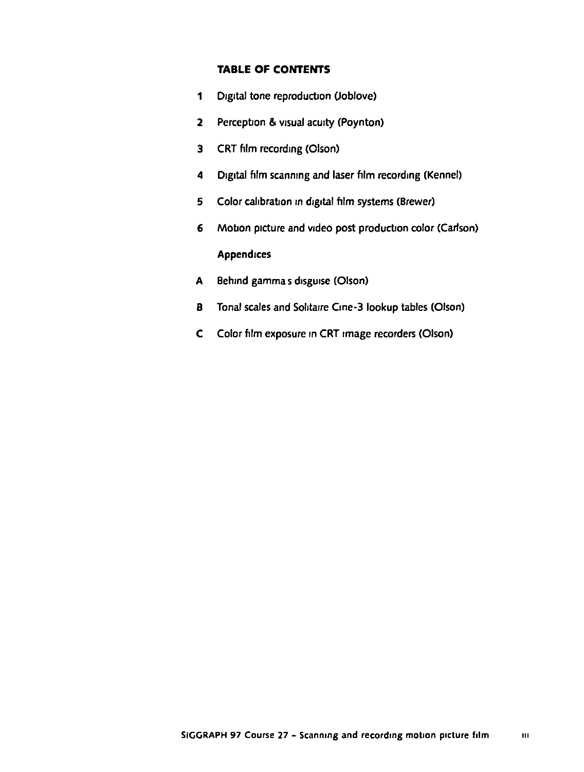## TABLE OF CONTENTS

1 Digital tone reproduction (Joblove)

2 Perception & visual acuity (Poynton)

3 CRT film recording (Olson)

4 Digital film scanning and laser film recording (Kennel)

5 Color calibration in digital film systems (Brewer)

6 Motion picture and video post production color (Carlson)

**Appendices**

A Behind gamma's disguise (Olson)

B Tonal scales and Solitaire Cine-3 lookup tables (Olson)

C Color film exposure in CRT image recorders (Olson)